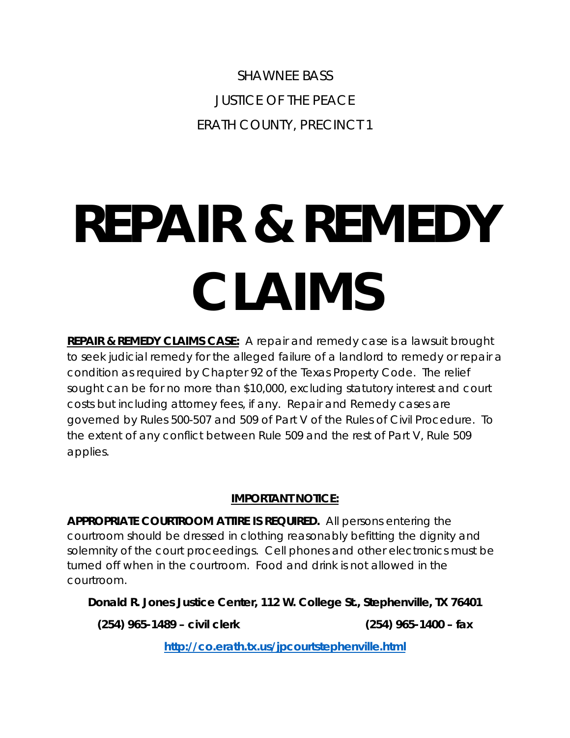SHAWNEE BASS

JUSTICE OF THE PEACE

ERATH COUNTY, PRECINCT 1

# REPAIR & REMEDY CLAIMS

**REPAIR & REMEDY CLAIMS CASE:** A repair and remedy case is a lawsuit brought to seek judicial remedy for the alleged failure of a landlord to remedy or repair a condition as required by Chapter 92 of the Texas Property Code. The relief sought can be for no more than $10,000, excluding statutory interest and court costs but including attorney fees, if any. Repair and Remedy cases are governed by Rules 500-507 and 509 of Part V of the Rules of Civil Procedure. To the extent of any conflict between Rule 509 and the rest of Part V, Rule 509 applies.

**IMPORTANT NOTICE:**

**APPROPRIATE COURTROOM ATTIRE IS REQUIRED.** All persons entering the courtroom should be dressed in clothing reasonably befitting the dignity and solemnity of the court proceedings. Cell phones and other electronics must be turned off when in the courtroom. Food and drink is not allowed in the courtroom.

**Donald R. Jones Justice Center, 112 W. College St., Stephenville, TX 76401**

**(254) 965-1489 – civil clerk** **(254) 965-1400 – fax**

**http://co.erath.tx.us/jpcourtstephenville.html**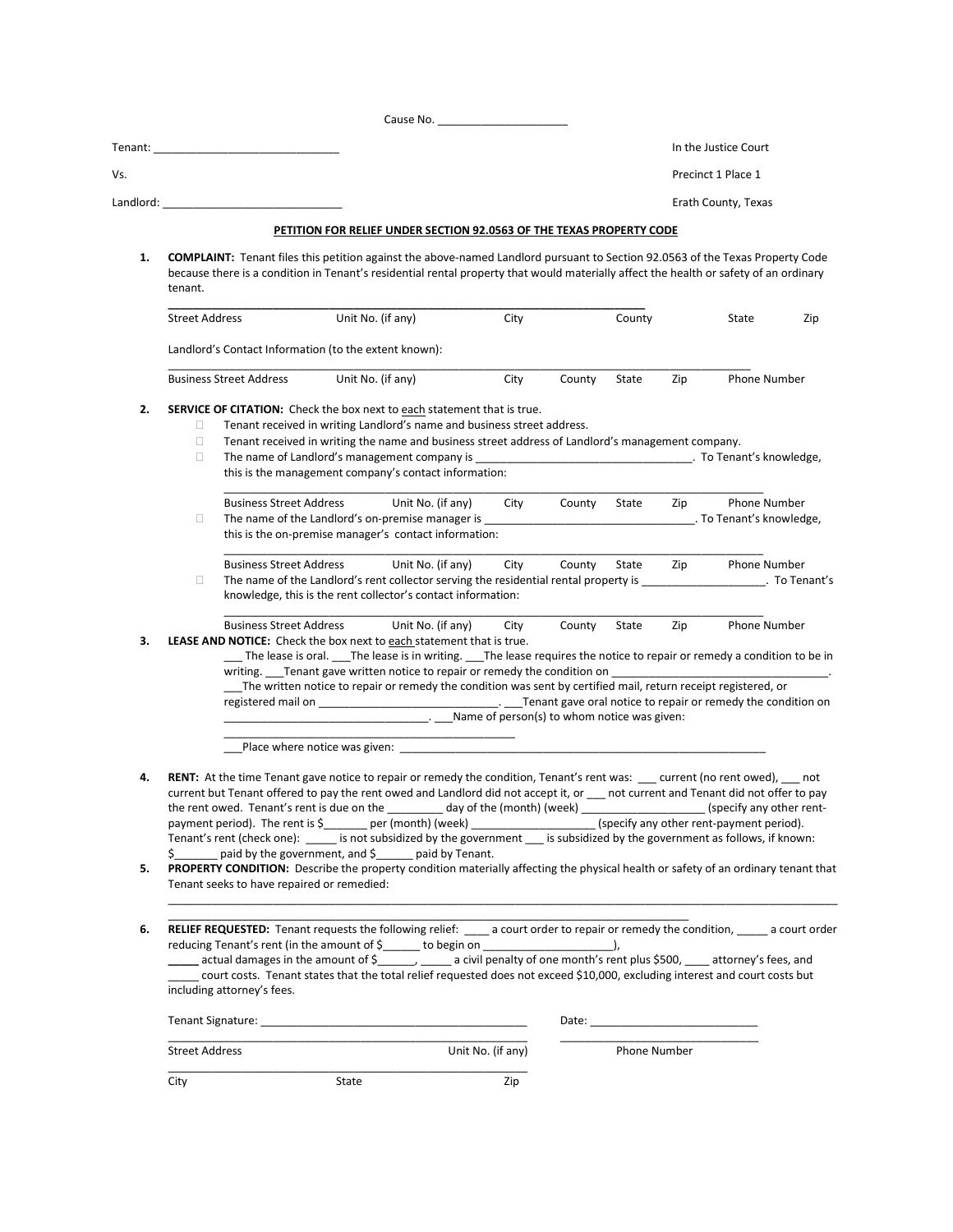Cause No. _____________________

Tenant: ______________________________ In the Justice Court

Vs. Precinct 1 Place 1

Landlord: ______________________________ Erath County, Texas

**PETITION FOR RELIEF UNDER SECTION 92.0563 OF THE TEXAS PROPERTY CODE**

1. **COMPLAINT:** Tenant files this petition against the above-named Landlord pursuant to Section 92.0563 of the Texas Property Code because there is a condition in Tenant's residential rental property that would materially affect the health or safety of an ordinary tenant.

   ________________________________________________________________________________

   Street Address    Unit No. (if any)    City    County    State    Zip

   Landlord's Contact Information (to the extent known):

   ________________________________________________________________________________

   Business Street Address    Unit No. (if any)    City    County    State    Zip    Phone Number

2. **SERVICE OF CITATION:** Check the box next to each statement that is true.
   - ☐ Tenant received in writing Landlord's name and business street address.
   - ☐ Tenant received in writing the name and business street address of Landlord's management company.
   - ☐ The name of Landlord's management company is ___________________________________. To Tenant's knowledge, this is the management company's contact information:

     ________________________________________________________________________________

     Business Street Address    Unit No. (if any)    City    County    State    Zip    Phone Number
   - ☐ The name of the Landlord's on-premise manager is _________________________________. To Tenant's knowledge, this is the on-premise manager's contact information:

     ________________________________________________________________________________

     Business Street Address    Unit No. (if any)    City    County    State    Zip    Phone Number
   - ☐ The name of the Landlord's rent collector serving the residential rental property is ____________________. To Tenant's knowledge, this is the rent collector's contact information:

     ________________________________________________________________________________

     Business Street Address    Unit No. (if any)    City    County    State    Zip    Phone Number

3. **LEASE AND NOTICE:** Check the box next to each statement that is true.

   ___ The lease is oral. ___The lease is in writing. ___The lease requires the notice to repair or remedy a condition to be in writing. ___Tenant gave written notice to repair or remedy the condition on ___________________________________. ___The written notice to repair or remedy the condition was sent by certified mail, return receipt registered, or registered mail on ____________________________. ___Tenant gave oral notice to repair or remedy the condition on ________________________________. ___Name of person(s) to whom notice was given: ______________________________________________

   ___Place where notice was given: ____________________________________________________________

4. **RENT:** At the time Tenant gave notice to repair or remedy the condition, Tenant's rent was: ___ current (no rent owed), ___ not current but Tenant offered to pay the rent owed and Landlord did not accept it, or ___ not current and Tenant did not offer to pay the rent owed. Tenant's rent is due on the _________ day of the (month) (week) ____________________ (specify any other rent-payment period). The rent is $_______ per (month) (week) ____________________ (specify any other rent-payment period). Tenant's rent (check one): _____ is not subsidized by the government ___ is subsidized by the government as follows, if known: $_______ paid by the government, and $______ paid by Tenant.

5. **PROPERTY CONDITION:** Describe the property condition materially affecting the physical health or safety of an ordinary tenant that Tenant seeks to have repaired or remedied:

   ________________________________________________________________________________

   ________________________________________________________________________________

6. **RELIEF REQUESTED:** Tenant requests the following relief: ____ a court order to repair or remedy the condition, _____ a court order reducing Tenant's rent (in the amount of $______ to begin on _____________________), _____ actual damages in the amount of $______, _____ a civil penalty of one month's rent plus $500, ____ attorney's fees, and _____ court costs. Tenant states that the total relief requested does not exceed $10,000, excluding interest and court costs but including attorney's fees.

   Tenant Signature: __________________________________________ Date: ___________________________

   __________________________________________________________ ______________________________

   Street Address    Unit No. (if any)    Phone Number

   __________________________________________________________

   City    State    Zip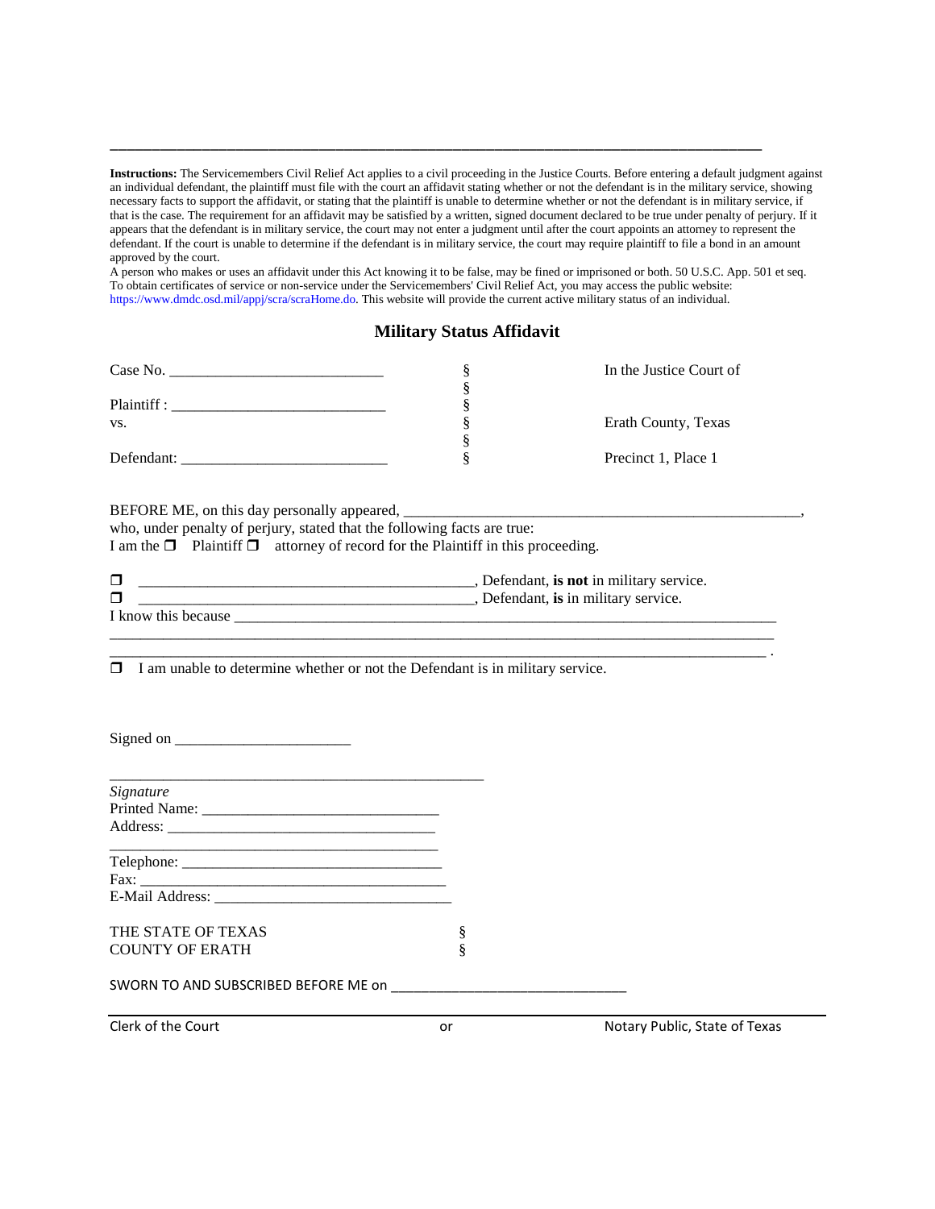______________________________________________________________________________________

**Instructions:** The Servicemembers Civil Relief Act applies to a civil proceeding in the Justice Courts. Before entering a default judgment against an individual defendant, the plaintiff must file with the court an affidavit stating whether or not the defendant is in the military service, showing necessary facts to support the affidavit, or stating that the plaintiff is unable to determine whether or not the defendant is in military service, if that is the case. The requirement for an affidavit may be satisfied by a written, signed document declared to be true under penalty of perjury. If it appears that the defendant is in military service, the court may not enter a judgment until after the court appoints an attorney to represent the defendant. If the court is unable to determine if the defendant is in military service, the court may require plaintiff to file a bond in an amount approved by the court.
A person who makes or uses an affidavit under this Act knowing it to be false, may be fined or imprisoned or both. 50 U.S.C. App. 501 et seq.
To obtain certificates of service or non-service under the Servicemembers' Civil Relief Act, you may access the public website: https://www.dmdc.osd.mil/appj/scra/scraHome.do. This website will provide the current active military status of an individual.

## Military Status Affidavit

| | | |
|---|---|---|
| Case No. ___________________________ | § | In the Justice Court of |
| | § | |
| Plaintiff : ___________________________ | § | |
| vs. | § | Erath County, Texas |
| | § | |
| Defendant: ___________________________ | § | Precinct 1, Place 1 |

BEFORE ME, on this day personally appeared, ______________________________________________________,
who, under penalty of perjury, stated that the following facts are true:
I am the ❒ Plaintiff ❒ attorney of record for the Plaintiff in this proceeding.

❒ ____________________________________________, Defendant, **is not** in military service.
❒ ____________________________________________, Defendant, **is** in military service.
I know this because ________________________________________________________________________
_________________________________________________________________________________________
_________________________________________________________________________________________ .

❒ I am unable to determine whether or not the Defendant is in military service.

Signed on _______________________

_________________________________________________
*Signature*
Printed Name: _______________________________
Address: ___________________________________
___________________________________________
Telephone: __________________________________
Fax: _______________________________________
E-Mail Address: ______________________________

THE STATE OF TEXAS §
COUNTY OF ERATH §

SWORN TO AND SUBSCRIBED BEFORE ME on ________________________________

_________________________________________________________________________________________
Clerk of the Court or Notary Public, State of Texas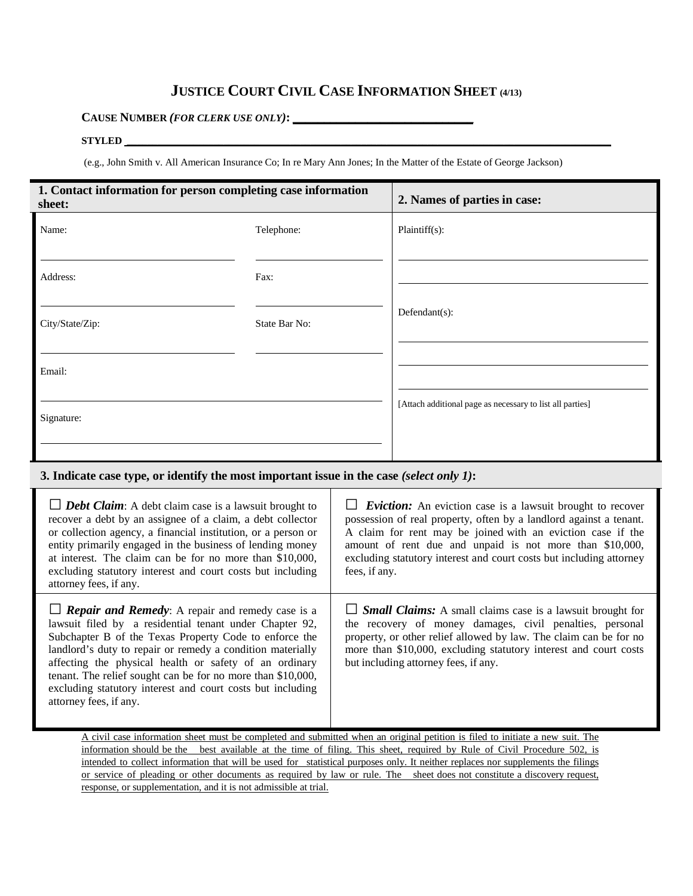# JUSTICE COURT CIVIL CASE INFORMATION SHEET (4/13)

**CAUSE NUMBER *(FOR CLERK USE ONLY)*:** ___________________________

**STYLED** ________________________________________________________________________________

(e.g., John Smith v. All American Insurance Co; In re Mary Ann Jones; In the Matter of the Estate of George Jackson)

| **1. Contact information for person completing case information sheet:** | | **2. Names of parties in case:** |
|---|---|---|
| Name: ______________________ | Telephone: ______________ | Plaintiff(s): ______________________ |
| Address: ______________________ | Fax: ______________ | ______________________ |
| City/State/Zip: ______________________ | State Bar No: ______________ | Defendant(s): ______________________ |
| Email: ______________________ | | ______________________ |
| Signature: ______________________ | | ______________________ |
| | | [Attach additional page as necessary to list all parties] |

**3. Indicate case type, or identify the most important issue in the case *(select only 1)*:**

☐ ***Debt Claim***: A debt claim case is a lawsuit brought to recover a debt by an assignee of a claim, a debt collector or collection agency, a financial institution, or a person or entity primarily engaged in the business of lending money at interest. The claim can be for no more than $10,000, excluding statutory interest and court costs but including attorney fees, if any.

☐ ***Eviction:*** An eviction case is a lawsuit brought to recover possession of real property, often by a landlord against a tenant. A claim for rent may be joined with an eviction case if the amount of rent due and unpaid is not more than $10,000, excluding statutory interest and court costs but including attorney fees, if any.

☐ ***Repair and Remedy***: A repair and remedy case is a lawsuit filed by a residential tenant under Chapter 92, Subchapter B of the Texas Property Code to enforce the landlord's duty to repair or remedy a condition materially affecting the physical health or safety of an ordinary tenant. The relief sought can be for no more than $10,000, excluding statutory interest and court costs but including attorney fees, if any.

☐ ***Small Claims:*** A small claims case is a lawsuit brought for the recovery of money damages, civil penalties, personal property, or other relief allowed by law. The claim can be for no more than $10,000, excluding statutory interest and court costs but including attorney fees, if any.

A civil case information sheet must be completed and submitted when an original petition is filed to initiate a new suit. The information should be the best available at the time of filing. This sheet, required by Rule of Civil Procedure 502, is intended to collect information that will be used for statistical purposes only. It neither replaces nor supplements the filings or service of pleading or other documents as required by law or rule. The sheet does not constitute a discovery request, response, or supplementation, and it is not admissible at trial.